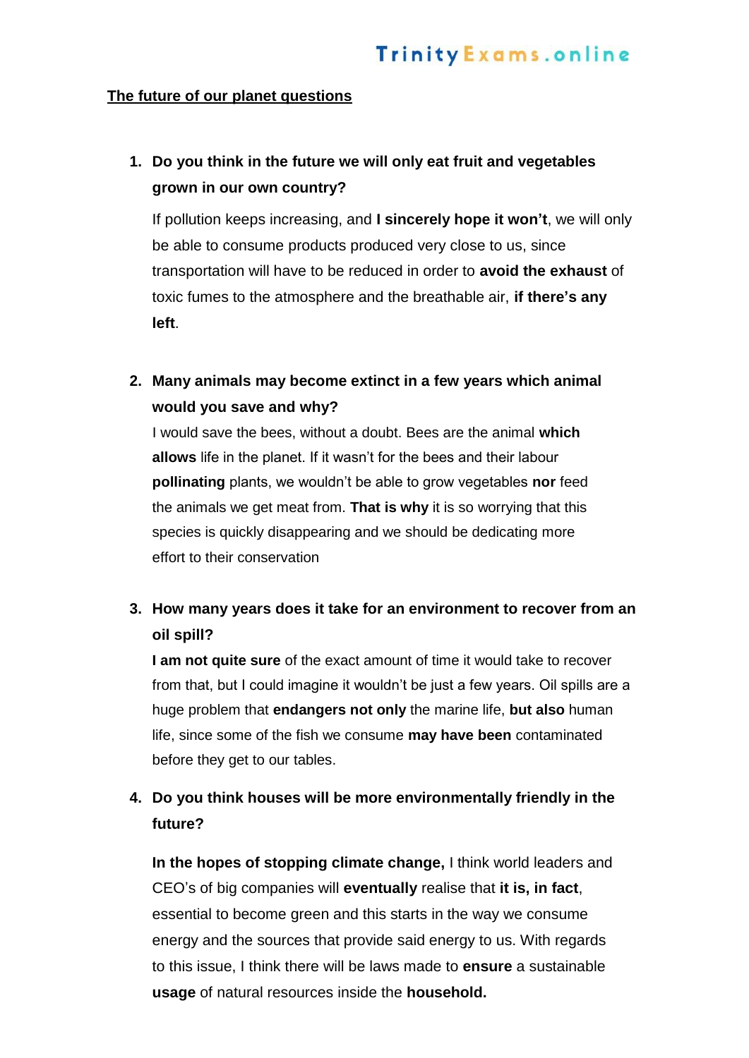## <u>The future of our planet questions</u>

1. **Do you think in the future we will only eat fruit and vegetables grown in our own country?**

   If pollution keeps increasing, and **I sincerely hope it won't**, we will only be able to consume products produced very close to us, since transportation will have to be reduced in order to **avoid the exhaust** of toxic fumes to the atmosphere and the breathable air, **if there's any left**.

2. **Many animals may become extinct in a few years which animal would you save and why?**

   I would save the bees, without a doubt. Bees are the animal **which allows** life in the planet. If it wasn't for the bees and their labour **pollinating** plants, we wouldn't be able to grow vegetables **nor** feed the animals we get meat from. **That is why** it is so worrying that this species is quickly disappearing and we should be dedicating more effort to their conservation

3. **How many years does it take for an environment to recover from an oil spill?**

   **I am not quite sure** of the exact amount of time it would take to recover from that, but I could imagine it wouldn't be just a few years. Oil spills are a huge problem that **endangers not only** the marine life, **but also** human life, since some of the fish we consume **may have been** contaminated before they get to our tables.

4. **Do you think houses will be more environmentally friendly in the future?**

   **In the hopes of stopping climate change,** I think world leaders and CEO's of big companies will **eventually** realise that **it is, in fact**, essential to become green and this starts in the way we consume energy and the sources that provide said energy to us. With regards to this issue, I think there will be laws made to **ensure** a sustainable **usage** of natural resources inside the **household.**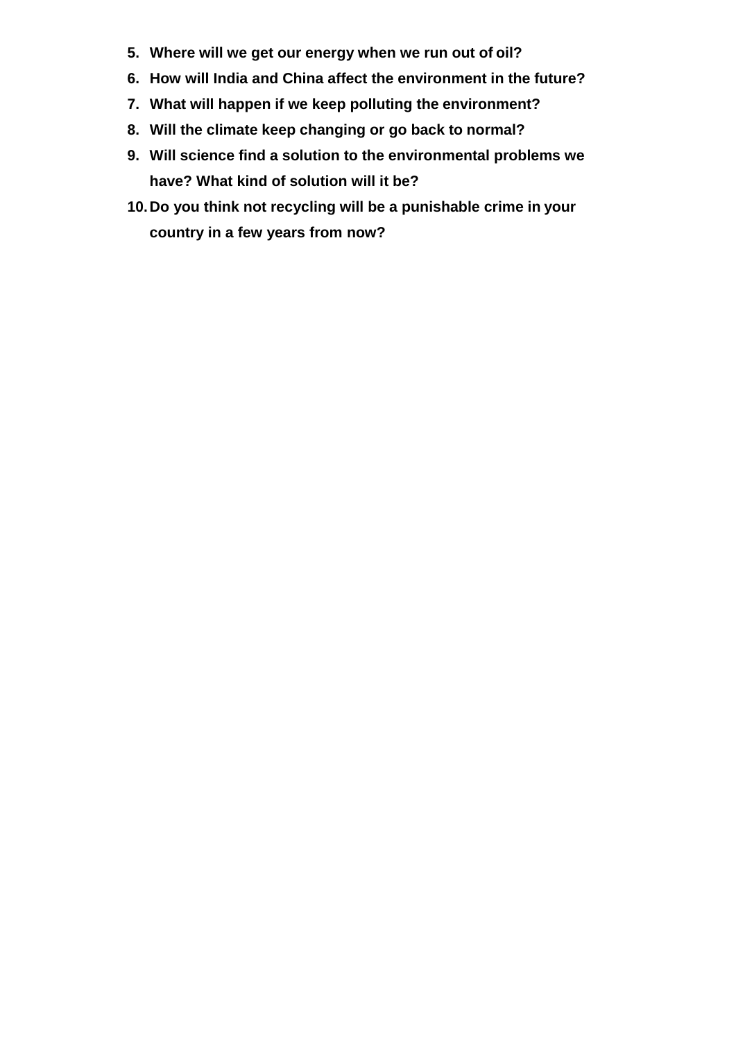5. **Where will we get our energy when we run out of oil?**
6. **How will India and China affect the environment in the future?**
7. **What will happen if we keep polluting the environment?**
8. **Will the climate keep changing or go back to normal?**
9. **Will science find a solution to the environmental problems we have? What kind of solution will it be?**
10. **Do you think not recycling will be a punishable crime in your country in a few years from now?**